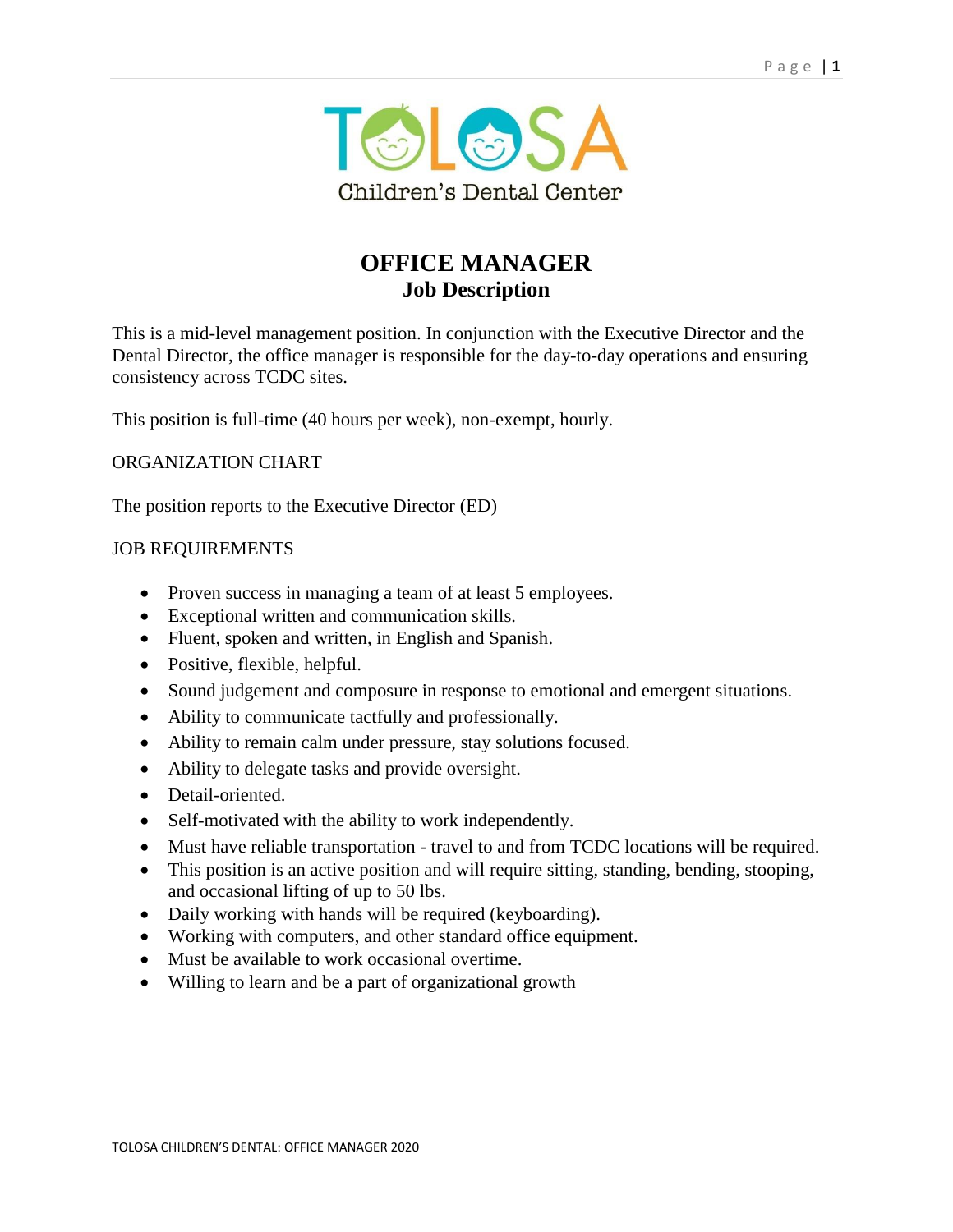TOLOSA Children's Dental Center

# OFFICE MANAGER
## Job Description

This is a mid-level management position. In conjunction with the Executive Director and the Dental Director, the office manager is responsible for the day-to-day operations and ensuring consistency across TCDC sites.

This position is full-time (40 hours per week), non-exempt, hourly.

### ORGANIZATION CHART

The position reports to the Executive Director (ED)

### JOB REQUIREMENTS

- Proven success in managing a team of at least 5 employees.
- Exceptional written and communication skills.
- Fluent, spoken and written, in English and Spanish.
- Positive, flexible, helpful.
- Sound judgement and composure in response to emotional and emergent situations.
- Ability to communicate tactfully and professionally.
- Ability to remain calm under pressure, stay solutions focused.
- Ability to delegate tasks and provide oversight.
- Detail-oriented.
- Self-motivated with the ability to work independently.
- Must have reliable transportation - travel to and from TCDC locations will be required.
- This position is an active position and will require sitting, standing, bending, stooping, and occasional lifting of up to 50 lbs.
- Daily working with hands will be required (keyboarding).
- Working with computers, and other standard office equipment.
- Must be available to work occasional overtime.
- Willing to learn and be a part of organizational growth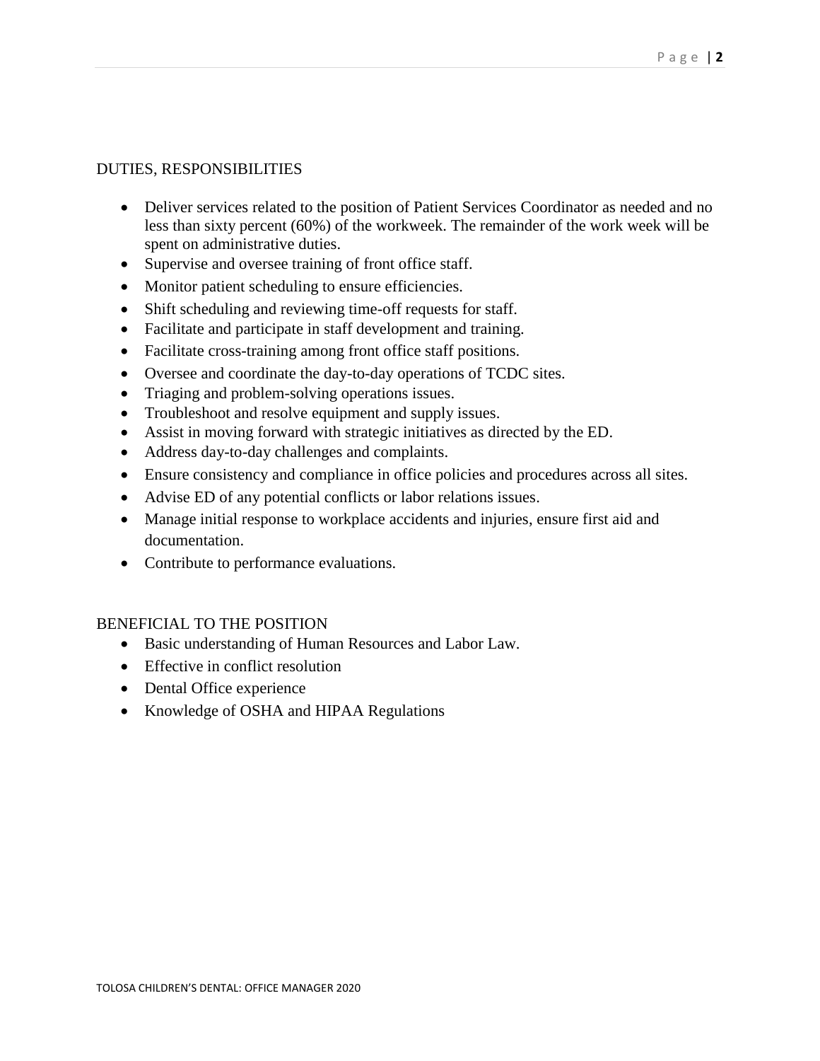## DUTIES, RESPONSIBILITIES

- Deliver services related to the position of Patient Services Coordinator as needed and no less than sixty percent (60%) of the workweek. The remainder of the work week will be spent on administrative duties.
- Supervise and oversee training of front office staff.
- Monitor patient scheduling to ensure efficiencies.
- Shift scheduling and reviewing time-off requests for staff.
- Facilitate and participate in staff development and training.
- Facilitate cross-training among front office staff positions.
- Oversee and coordinate the day-to-day operations of TCDC sites.
- Triaging and problem-solving operations issues.
- Troubleshoot and resolve equipment and supply issues.
- Assist in moving forward with strategic initiatives as directed by the ED.
- Address day-to-day challenges and complaints.
- Ensure consistency and compliance in office policies and procedures across all sites.
- Advise ED of any potential conflicts or labor relations issues.
- Manage initial response to workplace accidents and injuries, ensure first aid and documentation.
- Contribute to performance evaluations.

## BENEFICIAL TO THE POSITION

- Basic understanding of Human Resources and Labor Law.
- Effective in conflict resolution
- Dental Office experience
- Knowledge of OSHA and HIPAA Regulations